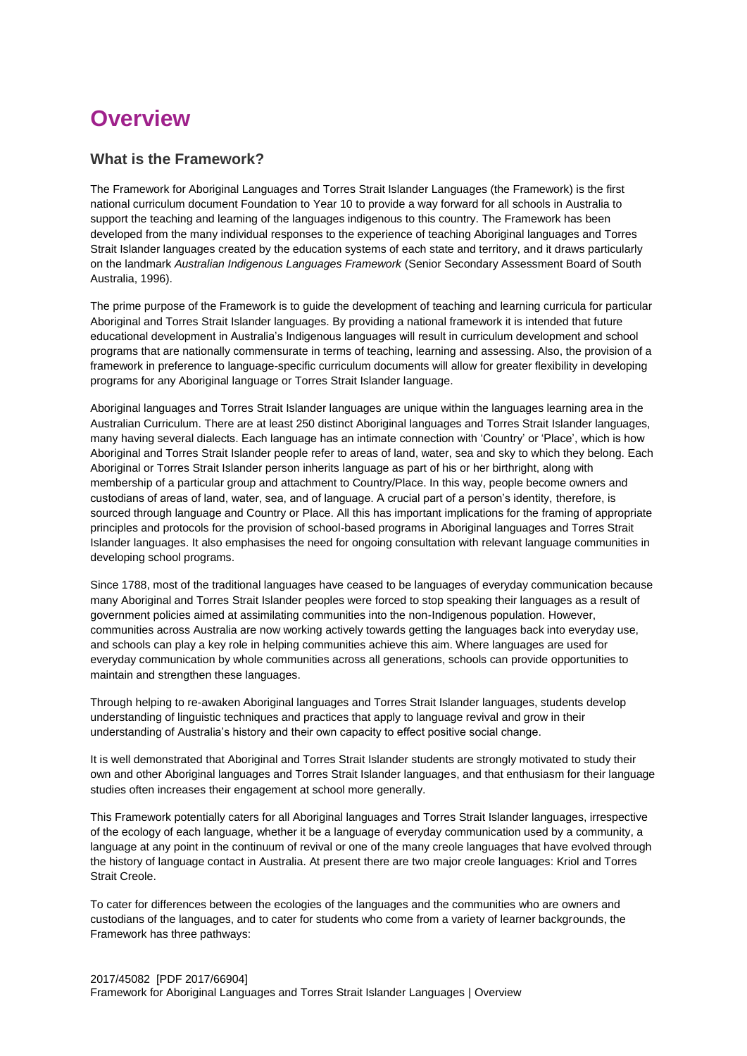# Overview

## What is the Framework?

The Framework for Aboriginal Languages and Torres Strait Islander Languages (the Framework) is the first national curriculum document Foundation to Year 10 to provide a way forward for all schools in Australia to support the teaching and learning of the languages indigenous to this country. The Framework has been developed from the many individual responses to the experience of teaching Aboriginal languages and Torres Strait Islander languages created by the education systems of each state and territory, and it draws particularly on the landmark *Australian Indigenous Languages Framework* (Senior Secondary Assessment Board of South Australia, 1996).

The prime purpose of the Framework is to guide the development of teaching and learning curricula for particular Aboriginal and Torres Strait Islander languages. By providing a national framework it is intended that future educational development in Australia's Indigenous languages will result in curriculum development and school programs that are nationally commensurate in terms of teaching, learning and assessing. Also, the provision of a framework in preference to language-specific curriculum documents will allow for greater flexibility in developing programs for any Aboriginal language or Torres Strait Islander language.

Aboriginal languages and Torres Strait Islander languages are unique within the languages learning area in the Australian Curriculum. There are at least 250 distinct Aboriginal languages and Torres Strait Islander languages, many having several dialects. Each language has an intimate connection with 'Country' or 'Place', which is how Aboriginal and Torres Strait Islander people refer to areas of land, water, sea and sky to which they belong. Each Aboriginal or Torres Strait Islander person inherits language as part of his or her birthright, along with membership of a particular group and attachment to Country/Place. In this way, people become owners and custodians of areas of land, water, sea, and of language. A crucial part of a person's identity, therefore, is sourced through language and Country or Place. All this has important implications for the framing of appropriate principles and protocols for the provision of school-based programs in Aboriginal languages and Torres Strait Islander languages. It also emphasises the need for ongoing consultation with relevant language communities in developing school programs.

Since 1788, most of the traditional languages have ceased to be languages of everyday communication because many Aboriginal and Torres Strait Islander peoples were forced to stop speaking their languages as a result of government policies aimed at assimilating communities into the non-Indigenous population. However, communities across Australia are now working actively towards getting the languages back into everyday use, and schools can play a key role in helping communities achieve this aim. Where languages are used for everyday communication by whole communities across all generations, schools can provide opportunities to maintain and strengthen these languages.

Through helping to re-awaken Aboriginal languages and Torres Strait Islander languages, students develop understanding of linguistic techniques and practices that apply to language revival and grow in their understanding of Australia's history and their own capacity to effect positive social change.

It is well demonstrated that Aboriginal and Torres Strait Islander students are strongly motivated to study their own and other Aboriginal languages and Torres Strait Islander languages, and that enthusiasm for their language studies often increases their engagement at school more generally.

This Framework potentially caters for all Aboriginal languages and Torres Strait Islander languages, irrespective of the ecology of each language, whether it be a language of everyday communication used by a community, a language at any point in the continuum of revival or one of the many creole languages that have evolved through the history of language contact in Australia. At present there are two major creole languages: Kriol and Torres Strait Creole.

To cater for differences between the ecologies of the languages and the communities who are owners and custodians of the languages, and to cater for students who come from a variety of learner backgrounds, the Framework has three pathways: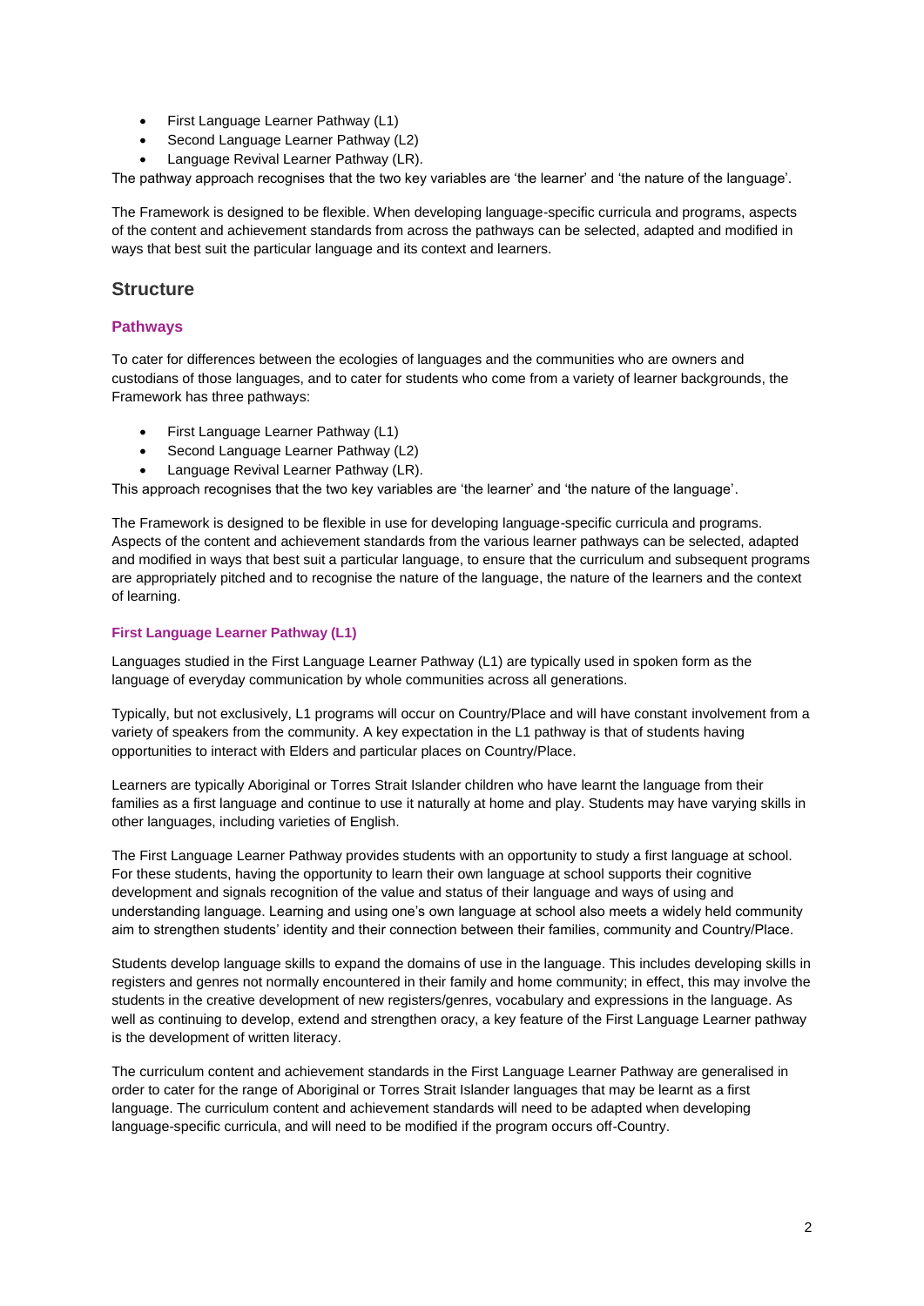- First Language Learner Pathway (L1)
- Second Language Learner Pathway (L2)
- Language Revival Learner Pathway (LR).

The pathway approach recognises that the two key variables are 'the learner' and 'the nature of the language'.

The Framework is designed to be flexible. When developing language-specific curricula and programs, aspects of the content and achievement standards from across the pathways can be selected, adapted and modified in ways that best suit the particular language and its context and learners.

## Structure

### Pathways

To cater for differences between the ecologies of languages and the communities who are owners and custodians of those languages, and to cater for students who come from a variety of learner backgrounds, the Framework has three pathways:

- First Language Learner Pathway (L1)
- Second Language Learner Pathway (L2)
- Language Revival Learner Pathway (LR).

This approach recognises that the two key variables are 'the learner' and 'the nature of the language'.

The Framework is designed to be flexible in use for developing language-specific curricula and programs. Aspects of the content and achievement standards from the various learner pathways can be selected, adapted and modified in ways that best suit a particular language, to ensure that the curriculum and subsequent programs are appropriately pitched and to recognise the nature of the language, the nature of the learners and the context of learning.

#### First Language Learner Pathway (L1)

Languages studied in the First Language Learner Pathway (L1) are typically used in spoken form as the language of everyday communication by whole communities across all generations.

Typically, but not exclusively, L1 programs will occur on Country/Place and will have constant involvement from a variety of speakers from the community. A key expectation in the L1 pathway is that of students having opportunities to interact with Elders and particular places on Country/Place.

Learners are typically Aboriginal or Torres Strait Islander children who have learnt the language from their families as a first language and continue to use it naturally at home and play. Students may have varying skills in other languages, including varieties of English.

The First Language Learner Pathway provides students with an opportunity to study a first language at school. For these students, having the opportunity to learn their own language at school supports their cognitive development and signals recognition of the value and status of their language and ways of using and understanding language. Learning and using one's own language at school also meets a widely held community aim to strengthen students' identity and their connection between their families, community and Country/Place.

Students develop language skills to expand the domains of use in the language. This includes developing skills in registers and genres not normally encountered in their family and home community; in effect, this may involve the students in the creative development of new registers/genres, vocabulary and expressions in the language. As well as continuing to develop, extend and strengthen oracy, a key feature of the First Language Learner pathway is the development of written literacy.

The curriculum content and achievement standards in the First Language Learner Pathway are generalised in order to cater for the range of Aboriginal or Torres Strait Islander languages that may be learnt as a first language. The curriculum content and achievement standards will need to be adapted when developing language-specific curricula, and will need to be modified if the program occurs off-Country.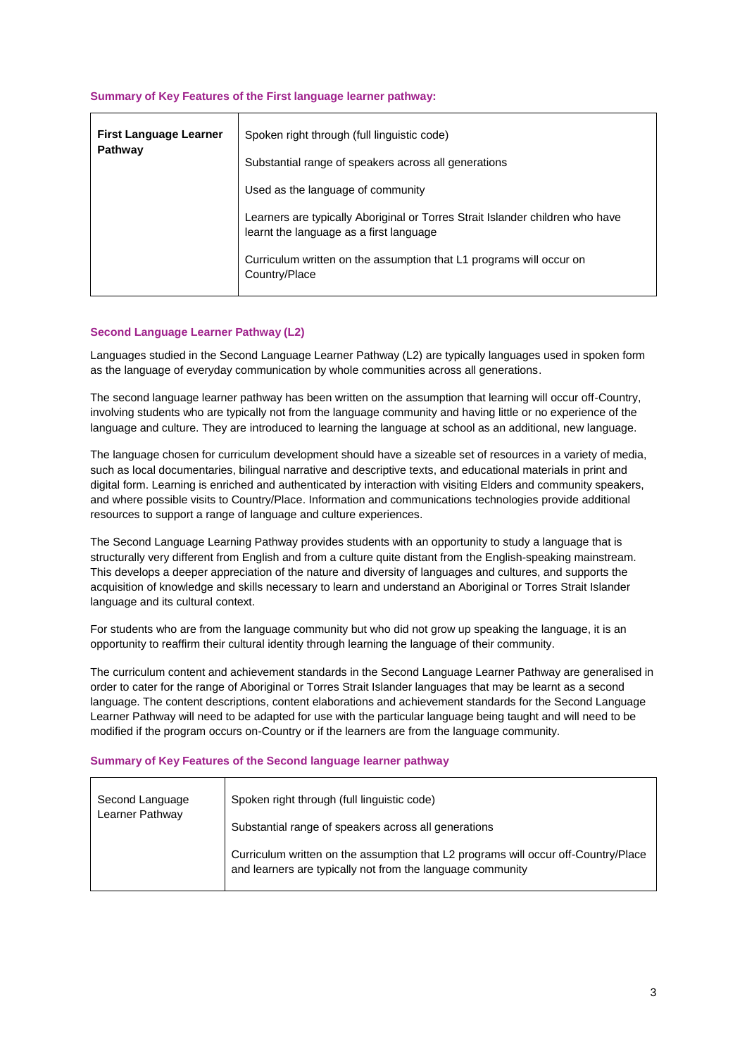**Summary of Key Features of the First language learner pathway:**

| **First Language Learner Pathway** | Spoken right through (full linguistic code)<br><br>Substantial range of speakers across all generations<br><br>Used as the language of community<br><br>Learners are typically Aboriginal or Torres Strait Islander children who have learnt the language as a first language<br><br>Curriculum written on the assumption that L1 programs will occur on Country/Place |
|---|---|

**Second Language Learner Pathway (L2)**

Languages studied in the Second Language Learner Pathway (L2) are typically languages used in spoken form as the language of everyday communication by whole communities across all generations.

The second language learner pathway has been written on the assumption that learning will occur off-Country, involving students who are typically not from the language community and having little or no experience of the language and culture. They are introduced to learning the language at school as an additional, new language.

The language chosen for curriculum development should have a sizeable set of resources in a variety of media, such as local documentaries, bilingual narrative and descriptive texts, and educational materials in print and digital form. Learning is enriched and authenticated by interaction with visiting Elders and community speakers, and where possible visits to Country/Place. Information and communications technologies provide additional resources to support a range of language and culture experiences.

The Second Language Learning Pathway provides students with an opportunity to study a language that is structurally very different from English and from a culture quite distant from the English-speaking mainstream. This develops a deeper appreciation of the nature and diversity of languages and cultures, and supports the acquisition of knowledge and skills necessary to learn and understand an Aboriginal or Torres Strait Islander language and its cultural context.

For students who are from the language community but who did not grow up speaking the language, it is an opportunity to reaffirm their cultural identity through learning the language of their community.

The curriculum content and achievement standards in the Second Language Learner Pathway are generalised in order to cater for the range of Aboriginal or Torres Strait Islander languages that may be learnt as a second language. The content descriptions, content elaborations and achievement standards for the Second Language Learner Pathway will need to be adapted for use with the particular language being taught and will need to be modified if the program occurs on-Country or if the learners are from the language community.

**Summary of Key Features of the Second language learner pathway**

| Second Language Learner Pathway | Spoken right through (full linguistic code)<br><br>Substantial range of speakers across all generations<br><br>Curriculum written on the assumption that L2 programs will occur off-Country/Place and learners are typically not from the language community |
|---|---|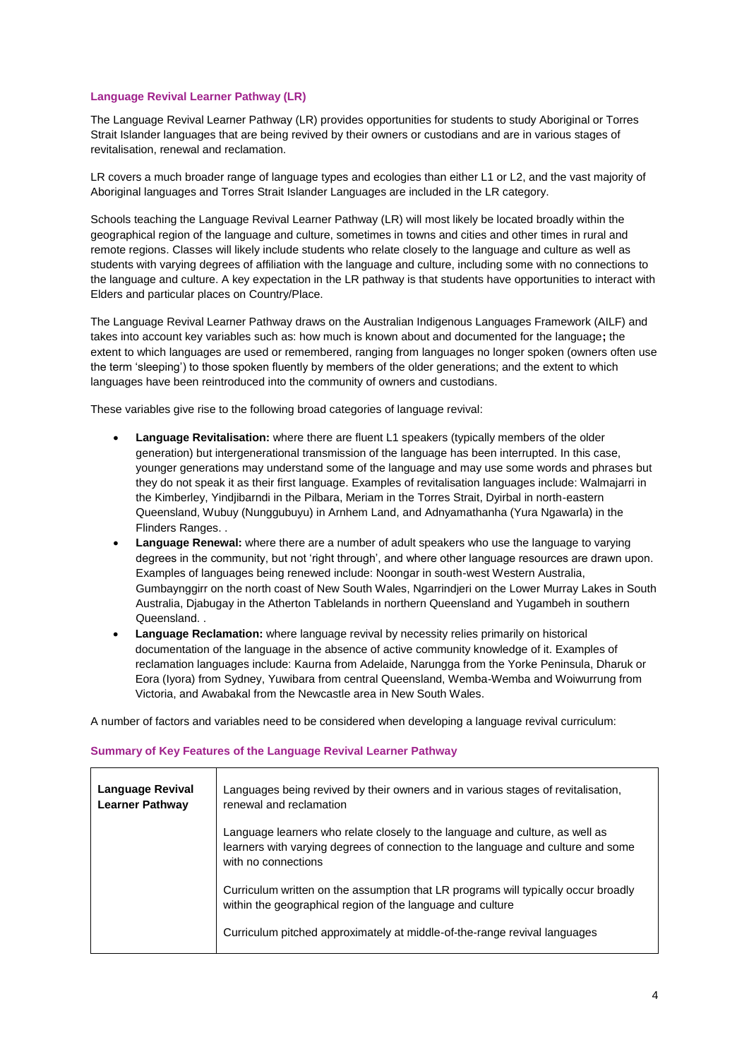### Language Revival Learner Pathway (LR)

The Language Revival Learner Pathway (LR) provides opportunities for students to study Aboriginal or Torres Strait Islander languages that are being revived by their owners or custodians and are in various stages of revitalisation, renewal and reclamation.

LR covers a much broader range of language types and ecologies than either L1 or L2, and the vast majority of Aboriginal languages and Torres Strait Islander Languages are included in the LR category.

Schools teaching the Language Revival Learner Pathway (LR) will most likely be located broadly within the geographical region of the language and culture, sometimes in towns and cities and other times in rural and remote regions. Classes will likely include students who relate closely to the language and culture as well as students with varying degrees of affiliation with the language and culture, including some with no connections to the language and culture. A key expectation in the LR pathway is that students have opportunities to interact with Elders and particular places on Country/Place.

The Language Revival Learner Pathway draws on the Australian Indigenous Languages Framework (AILF) and takes into account key variables such as: how much is known about and documented for the language**;** the extent to which languages are used or remembered, ranging from languages no longer spoken (owners often use the term 'sleeping') to those spoken fluently by members of the older generations; and the extent to which languages have been reintroduced into the community of owners and custodians.

These variables give rise to the following broad categories of language revival:

- **Language Revitalisation:** where there are fluent L1 speakers (typically members of the older generation) but intergenerational transmission of the language has been interrupted. In this case, younger generations may understand some of the language and may use some words and phrases but they do not speak it as their first language. Examples of revitalisation languages include: Walmajarri in the Kimberley, Yindjibarndi in the Pilbara, Meriam in the Torres Strait, Dyirbal in north-eastern Queensland, Wubuy (Nunggubuyu) in Arnhem Land, and Adnyamathanha (Yura Ngawarla) in the Flinders Ranges. .
- **Language Renewal:** where there are a number of adult speakers who use the language to varying degrees in the community, but not 'right through', and where other language resources are drawn upon. Examples of languages being renewed include: Noongar in south-west Western Australia, Gumbaynggirr on the north coast of New South Wales, Ngarrindjeri on the Lower Murray Lakes in South Australia, Djabugay in the Atherton Tablelands in northern Queensland and Yugambeh in southern Queensland. .
- **Language Reclamation:** where language revival by necessity relies primarily on historical documentation of the language in the absence of active community knowledge of it. Examples of reclamation languages include: Kaurna from Adelaide, Narungga from the Yorke Peninsula, Dharuk or Eora (Iyora) from Sydney, Yuwibara from central Queensland, Wemba-Wemba and Woiwurrung from Victoria, and Awabakal from the Newcastle area in New South Wales.

A number of factors and variables need to be considered when developing a language revival curriculum:

### Summary of Key Features of the Language Revival Learner Pathway

| | |
|---|---|
| **Language Revival Learner Pathway** | Languages being revived by their owners and in various stages of revitalisation, renewal and reclamation |
| | Language learners who relate closely to the language and culture, as well as learners with varying degrees of connection to the language and culture and some with no connections |
| | Curriculum written on the assumption that LR programs will typically occur broadly within the geographical region of the language and culture |
| | Curriculum pitched approximately at middle-of-the-range revival languages |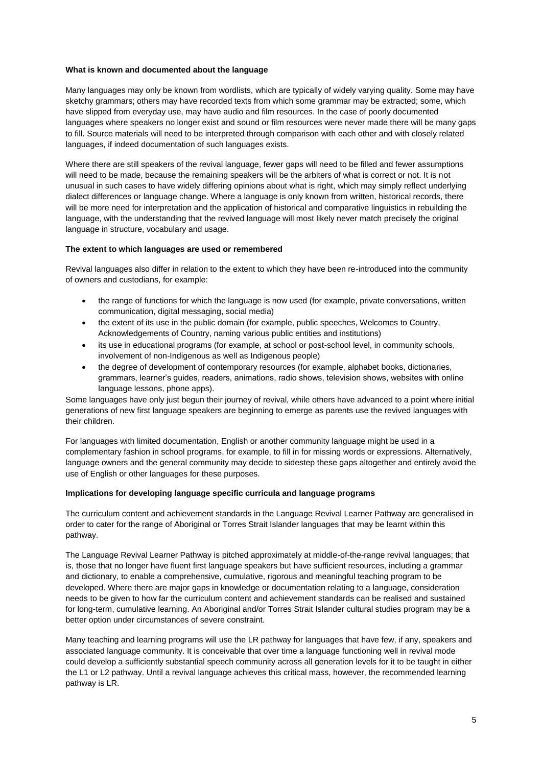**What is known and documented about the language**

Many languages may only be known from wordlists, which are typically of widely varying quality. Some may have sketchy grammars; others may have recorded texts from which some grammar may be extracted; some, which have slipped from everyday use, may have audio and film resources. In the case of poorly documented languages where speakers no longer exist and sound or film resources were never made there will be many gaps to fill. Source materials will need to be interpreted through comparison with each other and with closely related languages, if indeed documentation of such languages exists.

Where there are still speakers of the revival language, fewer gaps will need to be filled and fewer assumptions will need to be made, because the remaining speakers will be the arbiters of what is correct or not. It is not unusual in such cases to have widely differing opinions about what is right, which may simply reflect underlying dialect differences or language change. Where a language is only known from written, historical records, there will be more need for interpretation and the application of historical and comparative linguistics in rebuilding the language, with the understanding that the revived language will most likely never match precisely the original language in structure, vocabulary and usage.

**The extent to which languages are used or remembered**

Revival languages also differ in relation to the extent to which they have been re-introduced into the community of owners and custodians, for example:

- the range of functions for which the language is now used (for example, private conversations, written communication, digital messaging, social media)
- the extent of its use in the public domain (for example, public speeches, Welcomes to Country, Acknowledgements of Country, naming various public entities and institutions)
- its use in educational programs (for example, at school or post-school level, in community schools, involvement of non-Indigenous as well as Indigenous people)
- the degree of development of contemporary resources (for example, alphabet books, dictionaries, grammars, learner's guides, readers, animations, radio shows, television shows, websites with online language lessons, phone apps).

Some languages have only just begun their journey of revival, while others have advanced to a point where initial generations of new first language speakers are beginning to emerge as parents use the revived languages with their children.

For languages with limited documentation, English or another community language might be used in a complementary fashion in school programs, for example, to fill in for missing words or expressions. Alternatively, language owners and the general community may decide to sidestep these gaps altogether and entirely avoid the use of English or other languages for these purposes.

**Implications for developing language specific curricula and language programs**

The curriculum content and achievement standards in the Language Revival Learner Pathway are generalised in order to cater for the range of Aboriginal or Torres Strait Islander languages that may be learnt within this pathway.

The Language Revival Learner Pathway is pitched approximately at middle-of-the-range revival languages; that is, those that no longer have fluent first language speakers but have sufficient resources, including a grammar and dictionary, to enable a comprehensive, cumulative, rigorous and meaningful teaching program to be developed. Where there are major gaps in knowledge or documentation relating to a language, consideration needs to be given to how far the curriculum content and achievement standards can be realised and sustained for long-term, cumulative learning. An Aboriginal and/or Torres Strait Islander cultural studies program may be a better option under circumstances of severe constraint.

Many teaching and learning programs will use the LR pathway for languages that have few, if any, speakers and associated language community. It is conceivable that over time a language functioning well in revival mode could develop a sufficiently substantial speech community across all generation levels for it to be taught in either the L1 or L2 pathway. Until a revival language achieves this critical mass, however, the recommended learning pathway is LR.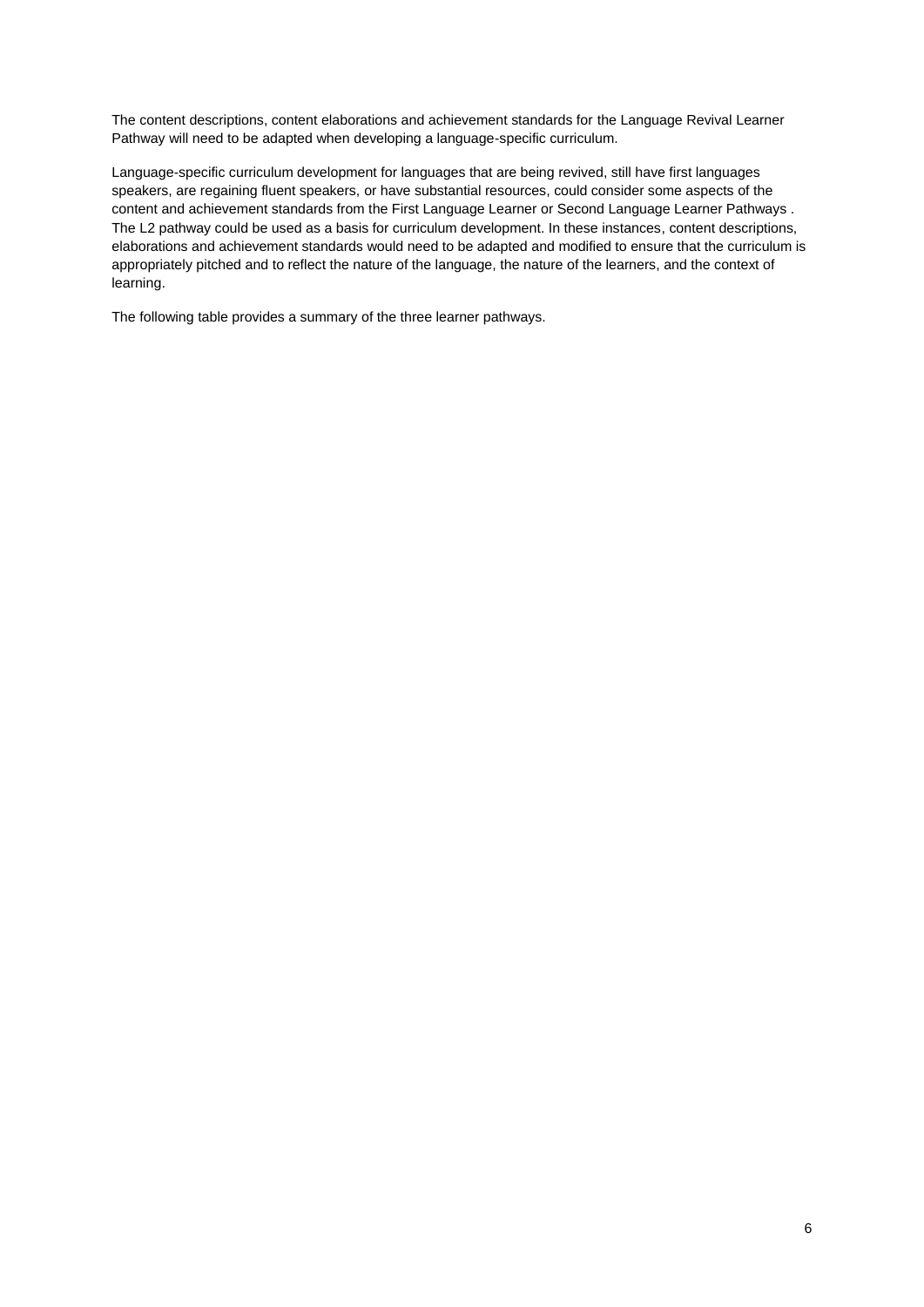The content descriptions, content elaborations and achievement standards for the Language Revival Learner Pathway will need to be adapted when developing a language-specific curriculum.

Language-specific curriculum development for languages that are being revived, still have first languages speakers, are regaining fluent speakers, or have substantial resources, could consider some aspects of the content and achievement standards from the First Language Learner or Second Language Learner Pathways . The L2 pathway could be used as a basis for curriculum development. In these instances, content descriptions, elaborations and achievement standards would need to be adapted and modified to ensure that the curriculum is appropriately pitched and to reflect the nature of the language, the nature of the learners, and the context of learning.

The following table provides a summary of the three learner pathways.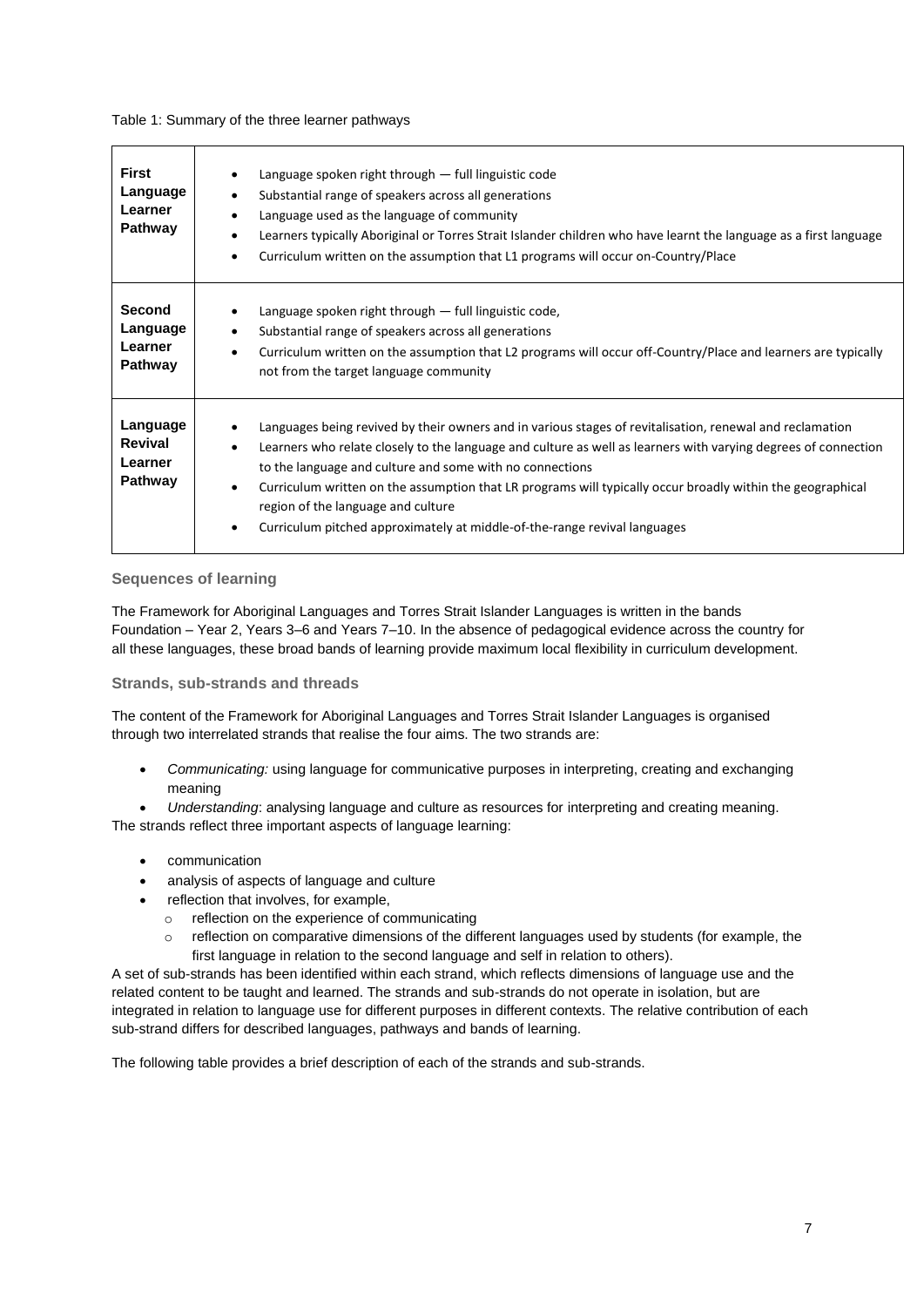Table 1: Summary of the three learner pathways

| | |
|---|---|
| **First Language Learner Pathway** | • Language spoken right through — full linguistic code<br>• Substantial range of speakers across all generations<br>• Language used as the language of community<br>• Learners typically Aboriginal or Torres Strait Islander children who have learnt the language as a first language<br>• Curriculum written on the assumption that L1 programs will occur on-Country/Place |
| **Second Language Learner Pathway** | • Language spoken right through — full linguistic code,<br>• Substantial range of speakers across all generations<br>• Curriculum written on the assumption that L2 programs will occur off-Country/Place and learners are typically not from the target language community |
| **Language Revival Learner Pathway** | • Languages being revived by their owners and in various stages of revitalisation, renewal and reclamation<br>• Learners who relate closely to the language and culture as well as learners with varying degrees of connection to the language and culture and some with no connections<br>• Curriculum written on the assumption that LR programs will typically occur broadly within the geographical region of the language and culture<br>• Curriculum pitched approximately at middle-of-the-range revival languages |

### Sequences of learning

The Framework for Aboriginal Languages and Torres Strait Islander Languages is written in the bands Foundation – Year 2, Years 3–6 and Years 7–10. In the absence of pedagogical evidence across the country for all these languages, these broad bands of learning provide maximum local flexibility in curriculum development.

### Strands, sub-strands and threads

The content of the Framework for Aboriginal Languages and Torres Strait Islander Languages is organised through two interrelated strands that realise the four aims. The two strands are:

- *Communicating:* using language for communicative purposes in interpreting, creating and exchanging meaning
- *Understanding*: analysing language and culture as resources for interpreting and creating meaning.

The strands reflect three important aspects of language learning:

- communication
- analysis of aspects of language and culture
- reflection that involves, for example,
  - reflection on the experience of communicating
  - reflection on comparative dimensions of the different languages used by students (for example, the first language in relation to the second language and self in relation to others).

A set of sub-strands has been identified within each strand, which reflects dimensions of language use and the related content to be taught and learned. The strands and sub-strands do not operate in isolation, but are integrated in relation to language use for different purposes in different contexts. The relative contribution of each sub-strand differs for described languages, pathways and bands of learning.

The following table provides a brief description of each of the strands and sub-strands.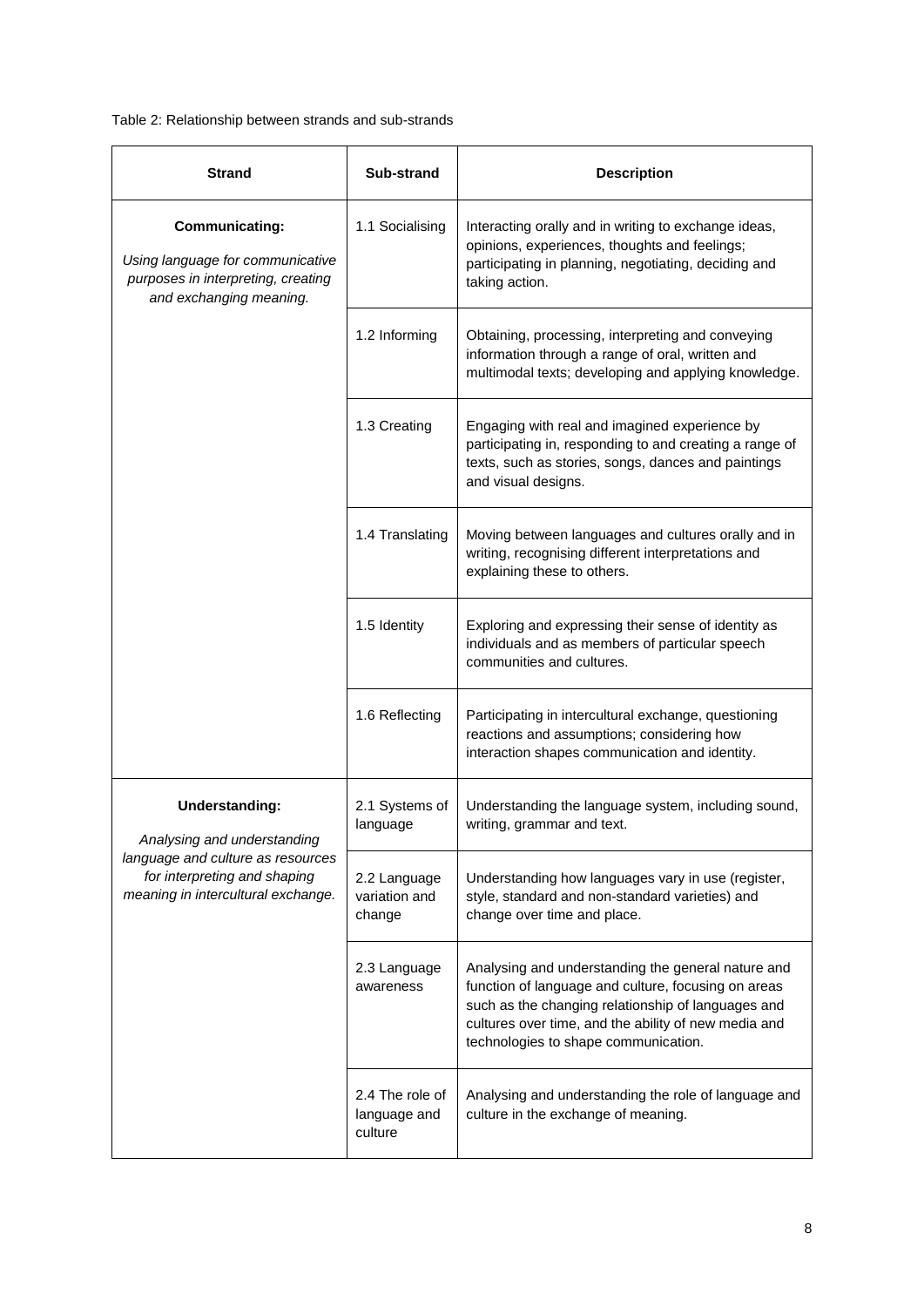Table 2: Relationship between strands and sub-strands

| Strand | Sub-strand | Description |
|---|---|---|
| **Communicating:** *Using language for communicative purposes in interpreting, creating and exchanging meaning.* | 1.1 Socialising | Interacting orally and in writing to exchange ideas, opinions, experiences, thoughts and feelings; participating in planning, negotiating, deciding and taking action. |
| | 1.2 Informing | Obtaining, processing, interpreting and conveying information through a range of oral, written and multimodal texts; developing and applying knowledge. |
| | 1.3 Creating | Engaging with real and imagined experience by participating in, responding to and creating a range of texts, such as stories, songs, dances and paintings and visual designs. |
| | 1.4 Translating | Moving between languages and cultures orally and in writing, recognising different interpretations and explaining these to others. |
| | 1.5 Identity | Exploring and expressing their sense of identity as individuals and as members of particular speech communities and cultures. |
| | 1.6 Reflecting | Participating in intercultural exchange, questioning reactions and assumptions; considering how interaction shapes communication and identity. |
| **Understanding:** *Analysing and understanding language and culture as resources for interpreting and shaping meaning in intercultural exchange.* | 2.1 Systems of language | Understanding the language system, including sound, writing, grammar and text. |
| | 2.2 Language variation and change | Understanding how languages vary in use (register, style, standard and non-standard varieties) and change over time and place. |
| | 2.3 Language awareness | Analysing and understanding the general nature and function of language and culture, focusing on areas such as the changing relationship of languages and cultures over time, and the ability of new media and technologies to shape communication. |
| | 2.4 The role of language and culture | Analysing and understanding the role of language and culture in the exchange of meaning. |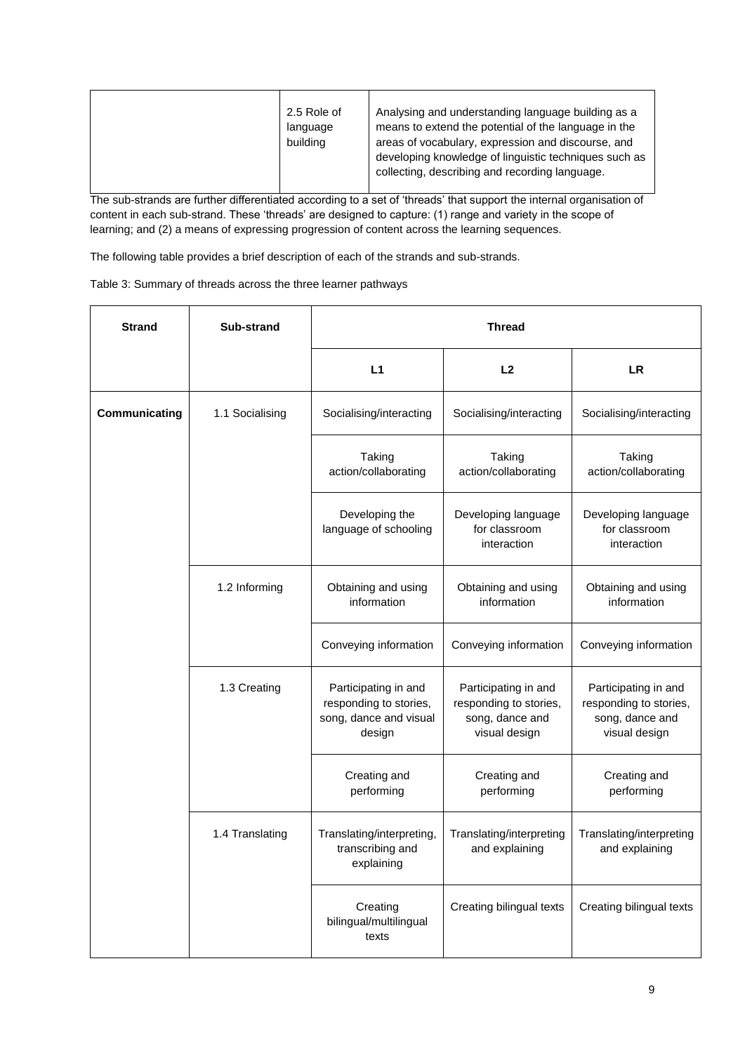| | 2.5 Role of language building | Analysing and understanding language building as a means to extend the potential of the language in the areas of vocabulary, expression and discourse, and developing knowledge of linguistic techniques such as collecting, describing and recording language. |
|---|---|---|

The sub-strands are further differentiated according to a set of 'threads' that support the internal organisation of content in each sub-strand. These 'threads' are designed to capture: (1) range and variety in the scope of learning; and (2) a means of expressing progression of content across the learning sequences.

The following table provides a brief description of each of the strands and sub-strands.

Table 3: Summary of threads across the three learner pathways

| Strand | Sub-strand | Thread | | |
|---|---|---|---|---|
| | | L1 | L2 | LR |
| **Communicating** | 1.1 Socialising | Socialising/interacting | Socialising/interacting | Socialising/interacting |
| | | Taking action/collaborating | Taking action/collaborating | Taking action/collaborating |
| | | Developing the language of schooling | Developing language for classroom interaction | Developing language for classroom interaction |
| | 1.2 Informing | Obtaining and using information | Obtaining and using information | Obtaining and using information |
| | | Conveying information | Conveying information | Conveying information |
| | 1.3 Creating | Participating in and responding to stories, song, dance and visual design | Participating in and responding to stories, song, dance and visual design | Participating in and responding to stories, song, dance and visual design |
| | | Creating and performing | Creating and performing | Creating and performing |
| | 1.4 Translating | Translating/interpreting, transcribing and explaining | Translating/interpreting and explaining | Translating/interpreting and explaining |
| | | Creating bilingual/multilingual texts | Creating bilingual texts | Creating bilingual texts |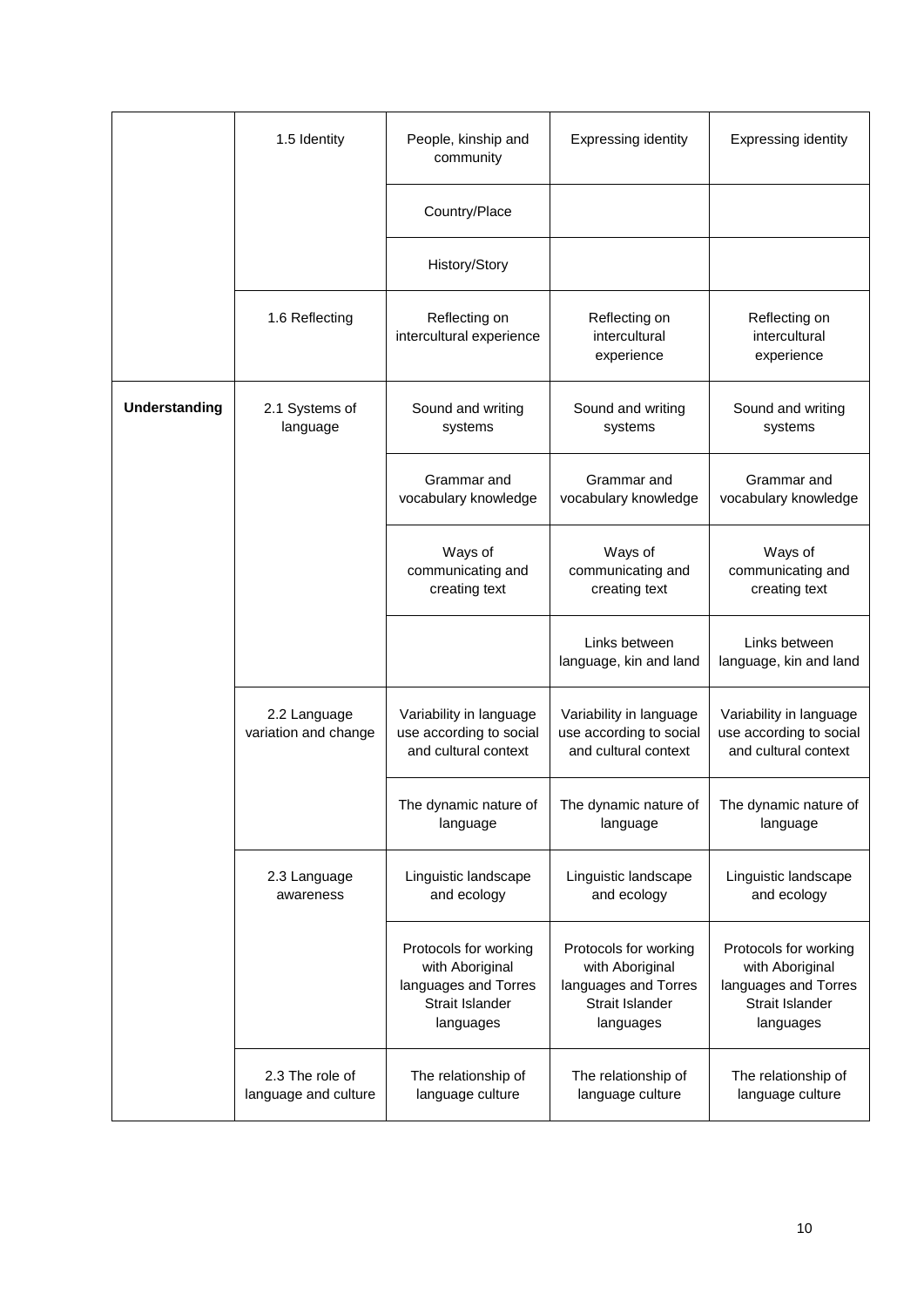| | | | | |
|---|---|---|---|---|
| | 1.5 Identity | People, kinship and community | Expressing identity | Expressing identity |
| | | Country/Place | | |
| | | History/Story | | |
| | 1.6 Reflecting | Reflecting on intercultural experience | Reflecting on intercultural experience | Reflecting on intercultural experience |
| **Understanding** | 2.1 Systems of language | Sound and writing systems | Sound and writing systems | Sound and writing systems |
| | | Grammar and vocabulary knowledge | Grammar and vocabulary knowledge | Grammar and vocabulary knowledge |
| | | Ways of communicating and creating text | Ways of communicating and creating text | Ways of communicating and creating text |
| | | | Links between language, kin and land | Links between language, kin and land |
| | 2.2 Language variation and change | Variability in language use according to social and cultural context | Variability in language use according to social and cultural context | Variability in language use according to social and cultural context |
| | | The dynamic nature of language | The dynamic nature of language | The dynamic nature of language |
| | 2.3 Language awareness | Linguistic landscape and ecology | Linguistic landscape and ecology | Linguistic landscape and ecology |
| | | Protocols for working with Aboriginal languages and Torres Strait Islander languages | Protocols for working with Aboriginal languages and Torres Strait Islander languages | Protocols for working with Aboriginal languages and Torres Strait Islander languages |
| | 2.3 The role of language and culture | The relationship of language culture | The relationship of language culture | The relationship of language culture |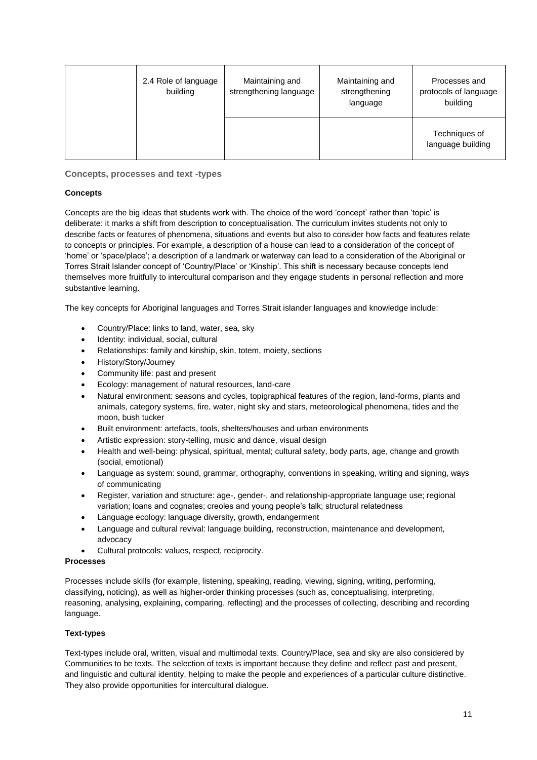| | | | | |
|---|---|---|---|---|
| | 2.4 Role of language building | Maintaining and strengthening language | Maintaining and strengthening language | Processes and protocols of language building |
| | | | | Techniques of language building |

### Concepts, processes and text -types

**Concepts**

Concepts are the big ideas that students work with. The choice of the word 'concept' rather than 'topic' is deliberate: it marks a shift from description to conceptualisation. The curriculum invites students not only to describe facts or features of phenomena, situations and events but also to consider how facts and features relate to concepts or principles. For example, a description of a house can lead to a consideration of the concept of 'home' or 'space/place'; a description of a landmark or waterway can lead to a consideration of the Aboriginal or Torres Strait Islander concept of 'Country/Place' or 'Kinship'. This shift is necessary because concepts lend themselves more fruitfully to intercultural comparison and they engage students in personal reflection and more substantive learning.

The key concepts for Aboriginal languages and Torres Strait islander languages and knowledge include:

- Country/Place: links to land, water, sea, sky
- Identity: individual, social, cultural
- Relationships: family and kinship, skin, totem, moiety, sections
- History/Story/Journey
- Community life: past and present
- Ecology: management of natural resources, land-care
- Natural environment: seasons and cycles, topigraphical features of the region, land-forms, plants and animals, category systems, fire, water, night sky and stars, meteorological phenomena, tides and the moon, bush tucker
- Built environment: artefacts, tools, shelters/houses and urban environments
- Artistic expression: story-telling, music and dance, visual design
- Health and well-being: physical, spiritual, mental; cultural safety, body parts, age, change and growth (social, emotional)
- Language as system: sound, grammar, orthography, conventions in speaking, writing and signing, ways of communicating
- Register, variation and structure: age-, gender-, and relationship-appropriate language use; regional variation; loans and cognates; creoles and young people's talk; structural relatedness
- Language ecology: language diversity, growth, endangerment
- Language and cultural revival: language building, reconstruction, maintenance and development, advocacy
- Cultural protocols: values, respect, reciprocity.

**Processes**

Processes include skills (for example, listening, speaking, reading, viewing, signing, writing, performing, classifying, noticing), as well as higher-order thinking processes (such as, conceptualising, interpreting, reasoning, analysing, explaining, comparing, reflecting) and the processes of collecting, describing and recording language.

**Text-types**

Text-types include oral, written, visual and multimodal texts. Country/Place, sea and sky are also considered by Communities to be texts. The selection of texts is important because they define and reflect past and present, and linguistic and cultural identity, helping to make the people and experiences of a particular culture distinctive. They also provide opportunities for intercultural dialogue.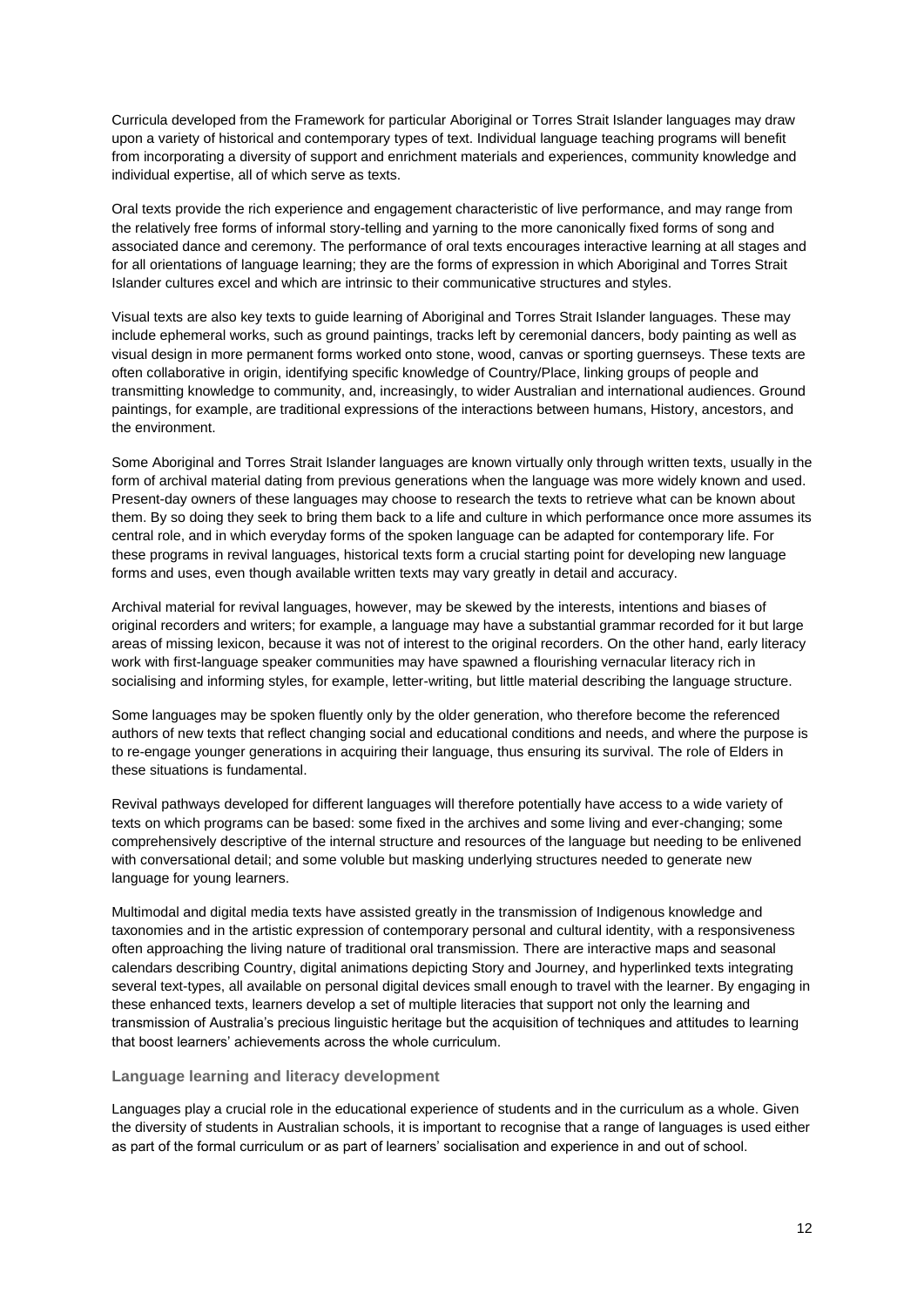Curricula developed from the Framework for particular Aboriginal or Torres Strait Islander languages may draw upon a variety of historical and contemporary types of text. Individual language teaching programs will benefit from incorporating a diversity of support and enrichment materials and experiences, community knowledge and individual expertise, all of which serve as texts.

Oral texts provide the rich experience and engagement characteristic of live performance, and may range from the relatively free forms of informal story-telling and yarning to the more canonically fixed forms of song and associated dance and ceremony. The performance of oral texts encourages interactive learning at all stages and for all orientations of language learning; they are the forms of expression in which Aboriginal and Torres Strait Islander cultures excel and which are intrinsic to their communicative structures and styles.

Visual texts are also key texts to guide learning of Aboriginal and Torres Strait Islander languages. These may include ephemeral works, such as ground paintings, tracks left by ceremonial dancers, body painting as well as visual design in more permanent forms worked onto stone, wood, canvas or sporting guernseys. These texts are often collaborative in origin, identifying specific knowledge of Country/Place, linking groups of people and transmitting knowledge to community, and, increasingly, to wider Australian and international audiences. Ground paintings, for example, are traditional expressions of the interactions between humans, History, ancestors, and the environment.

Some Aboriginal and Torres Strait Islander languages are known virtually only through written texts, usually in the form of archival material dating from previous generations when the language was more widely known and used. Present-day owners of these languages may choose to research the texts to retrieve what can be known about them. By so doing they seek to bring them back to a life and culture in which performance once more assumes its central role, and in which everyday forms of the spoken language can be adapted for contemporary life. For these programs in revival languages, historical texts form a crucial starting point for developing new language forms and uses, even though available written texts may vary greatly in detail and accuracy.

Archival material for revival languages, however, may be skewed by the interests, intentions and biases of original recorders and writers; for example, a language may have a substantial grammar recorded for it but large areas of missing lexicon, because it was not of interest to the original recorders. On the other hand, early literacy work with first-language speaker communities may have spawned a flourishing vernacular literacy rich in socialising and informing styles, for example, letter-writing, but little material describing the language structure.

Some languages may be spoken fluently only by the older generation, who therefore become the referenced authors of new texts that reflect changing social and educational conditions and needs, and where the purpose is to re-engage younger generations in acquiring their language, thus ensuring its survival. The role of Elders in these situations is fundamental.

Revival pathways developed for different languages will therefore potentially have access to a wide variety of texts on which programs can be based: some fixed in the archives and some living and ever-changing; some comprehensively descriptive of the internal structure and resources of the language but needing to be enlivened with conversational detail; and some voluble but masking underlying structures needed to generate new language for young learners.

Multimodal and digital media texts have assisted greatly in the transmission of Indigenous knowledge and taxonomies and in the artistic expression of contemporary personal and cultural identity, with a responsiveness often approaching the living nature of traditional oral transmission. There are interactive maps and seasonal calendars describing Country, digital animations depicting Story and Journey, and hyperlinked texts integrating several text-types, all available on personal digital devices small enough to travel with the learner. By engaging in these enhanced texts, learners develop a set of multiple literacies that support not only the learning and transmission of Australia's precious linguistic heritage but the acquisition of techniques and attitudes to learning that boost learners' achievements across the whole curriculum.

### Language learning and literacy development

Languages play a crucial role in the educational experience of students and in the curriculum as a whole. Given the diversity of students in Australian schools, it is important to recognise that a range of languages is used either as part of the formal curriculum or as part of learners' socialisation and experience in and out of school.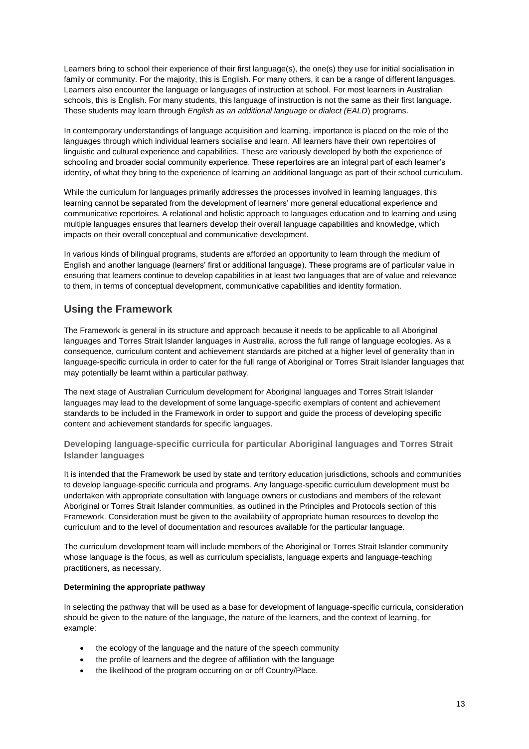Learners bring to school their experience of their first language(s), the one(s) they use for initial socialisation in family or community. For the majority, this is English. For many others, it can be a range of different languages. Learners also encounter the language or languages of instruction at school. For most learners in Australian schools, this is English. For many students, this language of instruction is not the same as their first language. These students may learn through *English as an additional language or dialect (EALD*) programs.

In contemporary understandings of language acquisition and learning, importance is placed on the role of the languages through which individual learners socialise and learn. All learners have their own repertoires of linguistic and cultural experience and capabilities. These are variously developed by both the experience of schooling and broader social community experience. These repertoires are an integral part of each learner's identity, of what they bring to the experience of learning an additional language as part of their school curriculum.

While the curriculum for languages primarily addresses the processes involved in learning languages, this learning cannot be separated from the development of learners' more general educational experience and communicative repertoires. A relational and holistic approach to languages education and to learning and using multiple languages ensures that learners develop their overall language capabilities and knowledge, which impacts on their overall conceptual and communicative development.

In various kinds of bilingual programs, students are afforded an opportunity to learn through the medium of English and another language (learners' first or additional language). These programs are of particular value in ensuring that learners continue to develop capabilities in at least two languages that are of value and relevance to them, in terms of conceptual development, communicative capabilities and identity formation.

## Using the Framework

The Framework is general in its structure and approach because it needs to be applicable to all Aboriginal languages and Torres Strait Islander languages in Australia, across the full range of language ecologies. As a consequence, curriculum content and achievement standards are pitched at a higher level of generality than in language-specific curricula in order to cater for the full range of Aboriginal or Torres Strait Islander languages that may potentially be learnt within a particular pathway.

The next stage of Australian Curriculum development for Aboriginal languages and Torres Strait Islander languages may lead to the development of some language-specific exemplars of content and achievement standards to be included in the Framework in order to support and guide the process of developing specific content and achievement standards for specific languages.

### Developing language-specific curricula for particular Aboriginal languages and Torres Strait Islander languages

It is intended that the Framework be used by state and territory education jurisdictions, schools and communities to develop language-specific curricula and programs. Any language-specific curriculum development must be undertaken with appropriate consultation with language owners or custodians and members of the relevant Aboriginal or Torres Strait Islander communities, as outlined in the Principles and Protocols section of this Framework. Consideration must be given to the availability of appropriate human resources to develop the curriculum and to the level of documentation and resources available for the particular language.

The curriculum development team will include members of the Aboriginal or Torres Strait Islander community whose language is the focus, as well as curriculum specialists, language experts and language-teaching practitioners, as necessary.

**Determining the appropriate pathway**

In selecting the pathway that will be used as a base for development of language-specific curricula, consideration should be given to the nature of the language, the nature of the learners, and the context of learning, for example:

- the ecology of the language and the nature of the speech community
- the profile of learners and the degree of affiliation with the language
- the likelihood of the program occurring on or off Country/Place.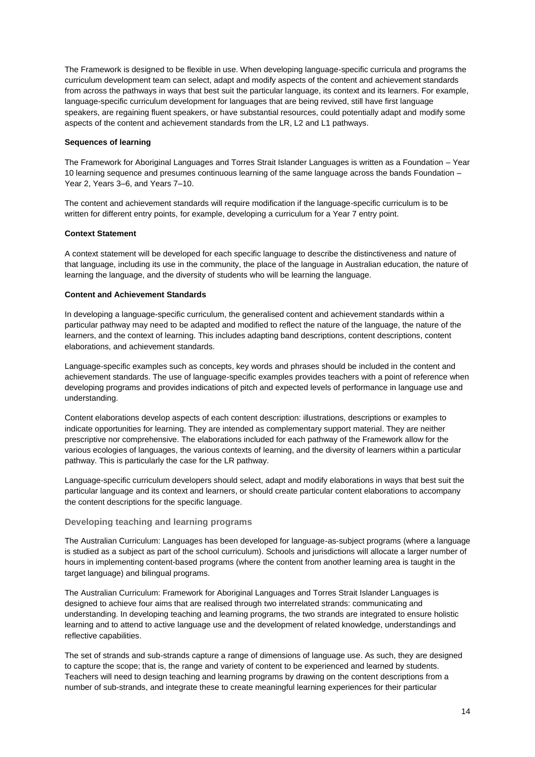The Framework is designed to be flexible in use. When developing language-specific curricula and programs the curriculum development team can select, adapt and modify aspects of the content and achievement standards from across the pathways in ways that best suit the particular language, its context and its learners. For example, language-specific curriculum development for languages that are being revived, still have first language speakers, are regaining fluent speakers, or have substantial resources, could potentially adapt and modify some aspects of the content and achievement standards from the LR, L2 and L1 pathways.

**Sequences of learning**

The Framework for Aboriginal Languages and Torres Strait Islander Languages is written as a Foundation – Year 10 learning sequence and presumes continuous learning of the same language across the bands Foundation – Year 2, Years 3–6, and Years 7–10.

The content and achievement standards will require modification if the language-specific curriculum is to be written for different entry points, for example, developing a curriculum for a Year 7 entry point.

**Context Statement**

A context statement will be developed for each specific language to describe the distinctiveness and nature of that language, including its use in the community, the place of the language in Australian education, the nature of learning the language, and the diversity of students who will be learning the language.

**Content and Achievement Standards**

In developing a language-specific curriculum, the generalised content and achievement standards within a particular pathway may need to be adapted and modified to reflect the nature of the language, the nature of the learners, and the context of learning. This includes adapting band descriptions, content descriptions, content elaborations, and achievement standards.

Language-specific examples such as concepts, key words and phrases should be included in the content and achievement standards. The use of language-specific examples provides teachers with a point of reference when developing programs and provides indications of pitch and expected levels of performance in language use and understanding.

Content elaborations develop aspects of each content description: illustrations, descriptions or examples to indicate opportunities for learning. They are intended as complementary support material. They are neither prescriptive nor comprehensive. The elaborations included for each pathway of the Framework allow for the various ecologies of languages, the various contexts of learning, and the diversity of learners within a particular pathway. This is particularly the case for the LR pathway.

Language-specific curriculum developers should select, adapt and modify elaborations in ways that best suit the particular language and its context and learners, or should create particular content elaborations to accompany the content descriptions for the specific language.

### Developing teaching and learning programs

The Australian Curriculum: Languages has been developed for language-as-subject programs (where a language is studied as a subject as part of the school curriculum). Schools and jurisdictions will allocate a larger number of hours in implementing content-based programs (where the content from another learning area is taught in the target language) and bilingual programs.

The Australian Curriculum: Framework for Aboriginal Languages and Torres Strait Islander Languages is designed to achieve four aims that are realised through two interrelated strands: communicating and understanding. In developing teaching and learning programs, the two strands are integrated to ensure holistic learning and to attend to active language use and the development of related knowledge, understandings and reflective capabilities.

The set of strands and sub-strands capture a range of dimensions of language use. As such, they are designed to capture the scope; that is, the range and variety of content to be experienced and learned by students. Teachers will need to design teaching and learning programs by drawing on the content descriptions from a number of sub-strands, and integrate these to create meaningful learning experiences for their particular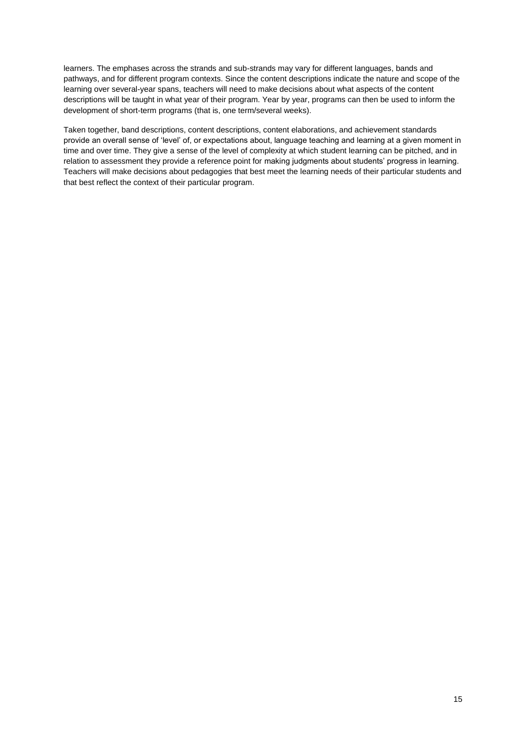learners. The emphases across the strands and sub-strands may vary for different languages, bands and pathways, and for different program contexts. Since the content descriptions indicate the nature and scope of the learning over several-year spans, teachers will need to make decisions about what aspects of the content descriptions will be taught in what year of their program. Year by year, programs can then be used to inform the development of short-term programs (that is, one term/several weeks).

Taken together, band descriptions, content descriptions, content elaborations, and achievement standards provide an overall sense of 'level' of, or expectations about, language teaching and learning at a given moment in time and over time. They give a sense of the level of complexity at which student learning can be pitched, and in relation to assessment they provide a reference point for making judgments about students' progress in learning. Teachers will make decisions about pedagogies that best meet the learning needs of their particular students and that best reflect the context of their particular program.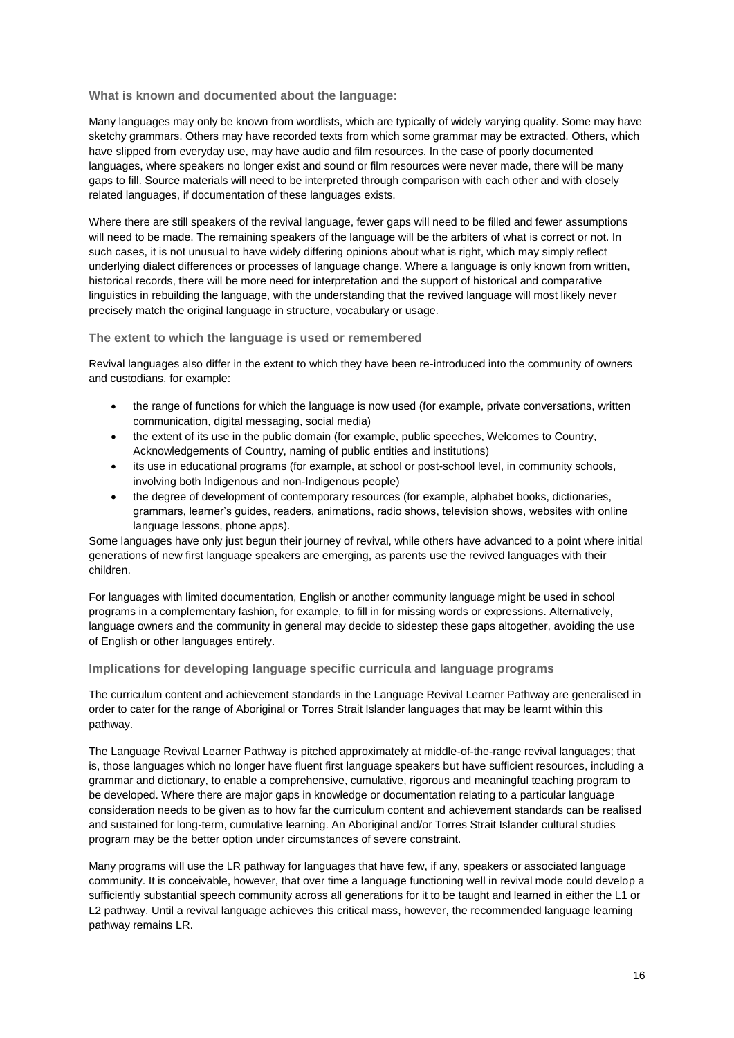### What is known and documented about the language:

Many languages may only be known from wordlists, which are typically of widely varying quality. Some may have sketchy grammars. Others may have recorded texts from which some grammar may be extracted. Others, which have slipped from everyday use, may have audio and film resources. In the case of poorly documented languages, where speakers no longer exist and sound or film resources were never made, there will be many gaps to fill. Source materials will need to be interpreted through comparison with each other and with closely related languages, if documentation of these languages exists.

Where there are still speakers of the revival language, fewer gaps will need to be filled and fewer assumptions will need to be made. The remaining speakers of the language will be the arbiters of what is correct or not. In such cases, it is not unusual to have widely differing opinions about what is right, which may simply reflect underlying dialect differences or processes of language change. Where a language is only known from written, historical records, there will be more need for interpretation and the support of historical and comparative linguistics in rebuilding the language, with the understanding that the revived language will most likely never precisely match the original language in structure, vocabulary or usage.

### The extent to which the language is used or remembered

Revival languages also differ in the extent to which they have been re-introduced into the community of owners and custodians, for example:

- the range of functions for which the language is now used (for example, private conversations, written communication, digital messaging, social media)
- the extent of its use in the public domain (for example, public speeches, Welcomes to Country, Acknowledgements of Country, naming of public entities and institutions)
- its use in educational programs (for example, at school or post-school level, in community schools, involving both Indigenous and non-Indigenous people)
- the degree of development of contemporary resources (for example, alphabet books, dictionaries, grammars, learner's guides, readers, animations, radio shows, television shows, websites with online language lessons, phone apps).

Some languages have only just begun their journey of revival, while others have advanced to a point where initial generations of new first language speakers are emerging, as parents use the revived languages with their children.

For languages with limited documentation, English or another community language might be used in school programs in a complementary fashion, for example, to fill in for missing words or expressions. Alternatively, language owners and the community in general may decide to sidestep these gaps altogether, avoiding the use of English or other languages entirely.

### Implications for developing language specific curricula and language programs

The curriculum content and achievement standards in the Language Revival Learner Pathway are generalised in order to cater for the range of Aboriginal or Torres Strait Islander languages that may be learnt within this pathway.

The Language Revival Learner Pathway is pitched approximately at middle-of-the-range revival languages; that is, those languages which no longer have fluent first language speakers but have sufficient resources, including a grammar and dictionary, to enable a comprehensive, cumulative, rigorous and meaningful teaching program to be developed. Where there are major gaps in knowledge or documentation relating to a particular language consideration needs to be given as to how far the curriculum content and achievement standards can be realised and sustained for long-term, cumulative learning. An Aboriginal and/or Torres Strait Islander cultural studies program may be the better option under circumstances of severe constraint.

Many programs will use the LR pathway for languages that have few, if any, speakers or associated language community. It is conceivable, however, that over time a language functioning well in revival mode could develop a sufficiently substantial speech community across all generations for it to be taught and learned in either the L1 or L2 pathway. Until a revival language achieves this critical mass, however, the recommended language learning pathway remains LR.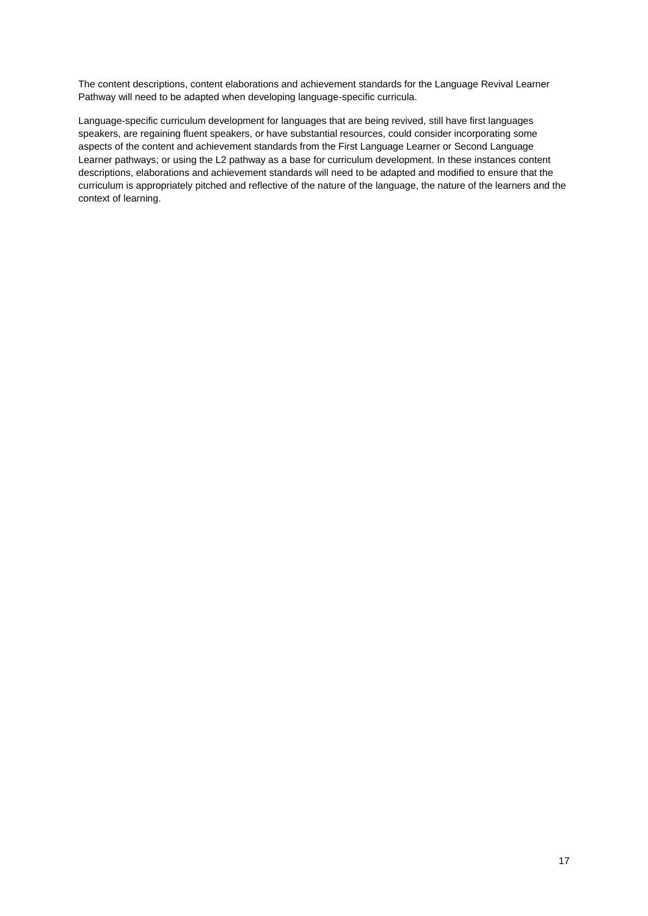The content descriptions, content elaborations and achievement standards for the Language Revival Learner Pathway will need to be adapted when developing language-specific curricula.

Language-specific curriculum development for languages that are being revived, still have first languages speakers, are regaining fluent speakers, or have substantial resources, could consider incorporating some aspects of the content and achievement standards from the First Language Learner or Second Language Learner pathways; or using the L2 pathway as a base for curriculum development. In these instances content descriptions, elaborations and achievement standards will need to be adapted and modified to ensure that the curriculum is appropriately pitched and reflective of the nature of the language, the nature of the learners and the context of learning.